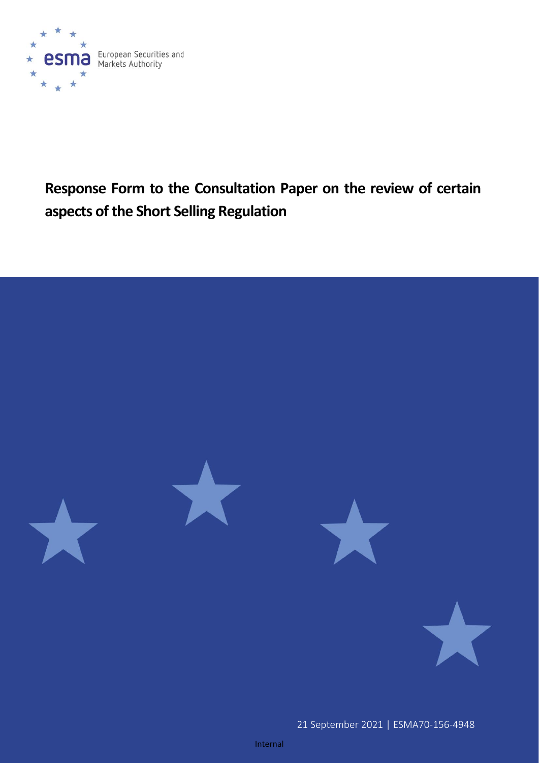European Securities and Markets Authority

# Response Form to the Consultation Paper on the review of certain aspects of the Short Selling Regulation

21 September 2021 | ESMA70-156-4948

Internal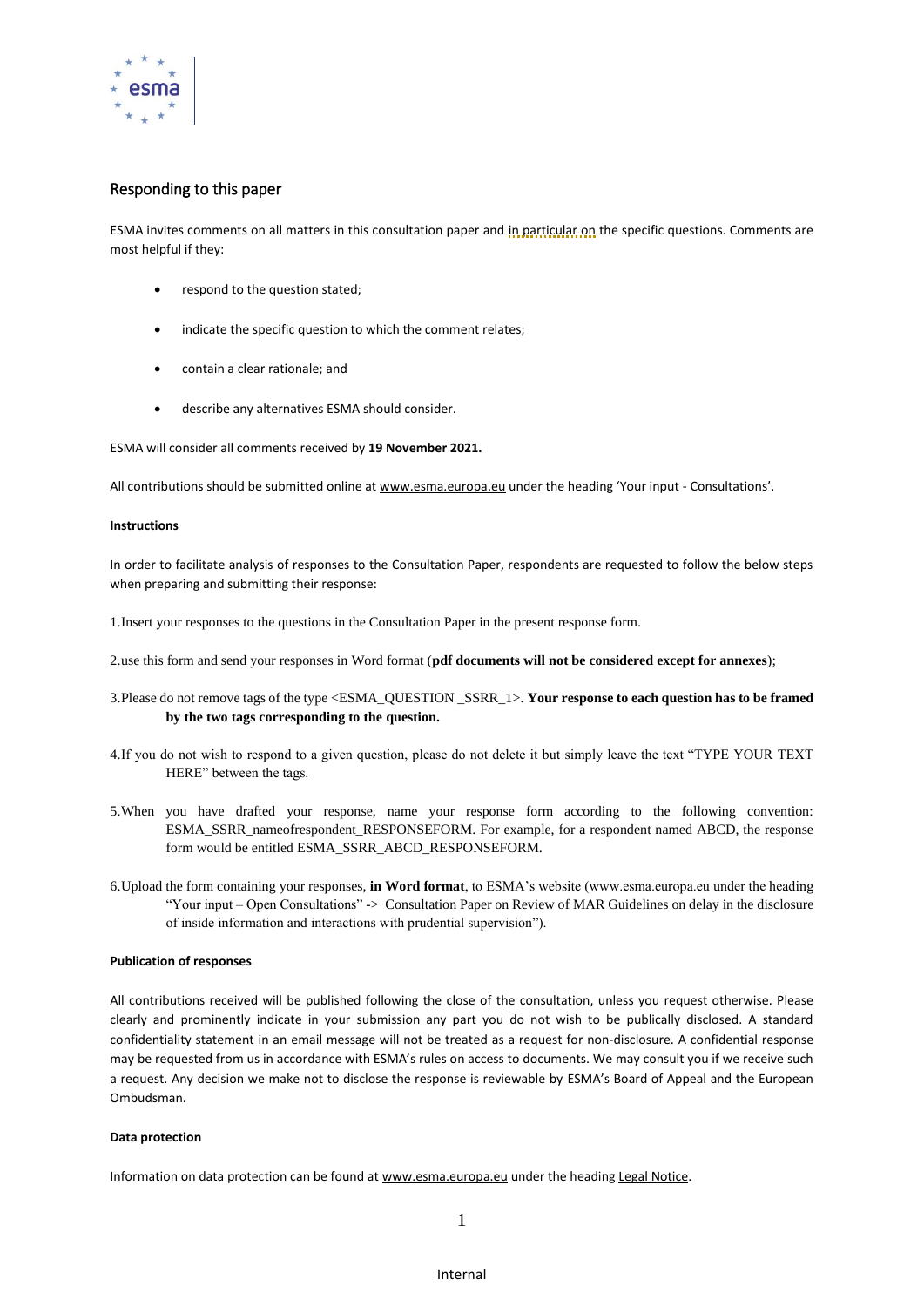## Responding to this paper

ESMA invites comments on all matters in this consultation paper and in particular on the specific questions. Comments are most helpful if they:

- respond to the question stated;
- indicate the specific question to which the comment relates;
- contain a clear rationale; and
- describe any alternatives ESMA should consider.

ESMA will consider all comments received by **19 November 2021.**

All contributions should be submitted online at www.esma.europa.eu under the heading 'Your input - Consultations'.

#### Instructions

In order to facilitate analysis of responses to the Consultation Paper, respondents are requested to follow the below steps when preparing and submitting their response:

1. Insert your responses to the questions in the Consultation Paper in the present response form.
2. use this form and send your responses in Word format (**pdf documents will not be considered except for annexes**);
3. Please do not remove tags of the type <ESMA_QUESTION _SSRR_1>. **Your response to each question has to be framed by the two tags corresponding to the question.**
4. If you do not wish to respond to a given question, please do not delete it but simply leave the text "TYPE YOUR TEXT HERE" between the tags.
5. When you have drafted your response, name your response form according to the following convention: ESMA_SSRR_nameofrespondent_RESPONSEFORM. For example, for a respondent named ABCD, the response form would be entitled ESMA_SSRR_ABCD_RESPONSEFORM.
6. Upload the form containing your responses, **in Word format**, to ESMA's website (www.esma.europa.eu under the heading "Your input – Open Consultations" -> Consultation Paper on Review of MAR Guidelines on delay in the disclosure of inside information and interactions with prudential supervision").

#### Publication of responses

All contributions received will be published following the close of the consultation, unless you request otherwise. Please clearly and prominently indicate in your submission any part you do not wish to be publically disclosed. A standard confidentiality statement in an email message will not be treated as a request for non-disclosure. A confidential response may be requested from us in accordance with ESMA's rules on access to documents. We may consult you if we receive such a request. Any decision we make not to disclose the response is reviewable by ESMA's Board of Appeal and the European Ombudsman.

#### Data protection

Information on data protection can be found at www.esma.europa.eu under the heading Legal Notice.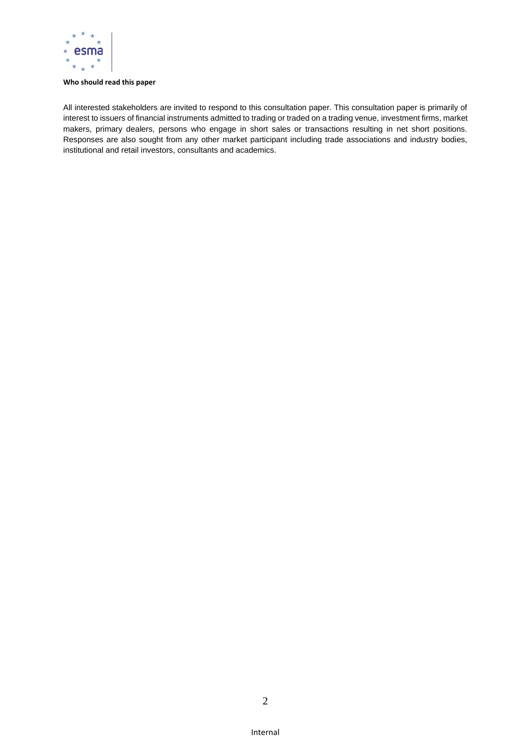**Who should read this paper**

All interested stakeholders are invited to respond to this consultation paper. This consultation paper is primarily of interest to issuers of financial instruments admitted to trading or traded on a trading venue, investment firms, market makers, primary dealers, persons who engage in short sales or transactions resulting in net short positions. Responses are also sought from any other market participant including trade associations and industry bodies, institutional and retail investors, consultants and academics.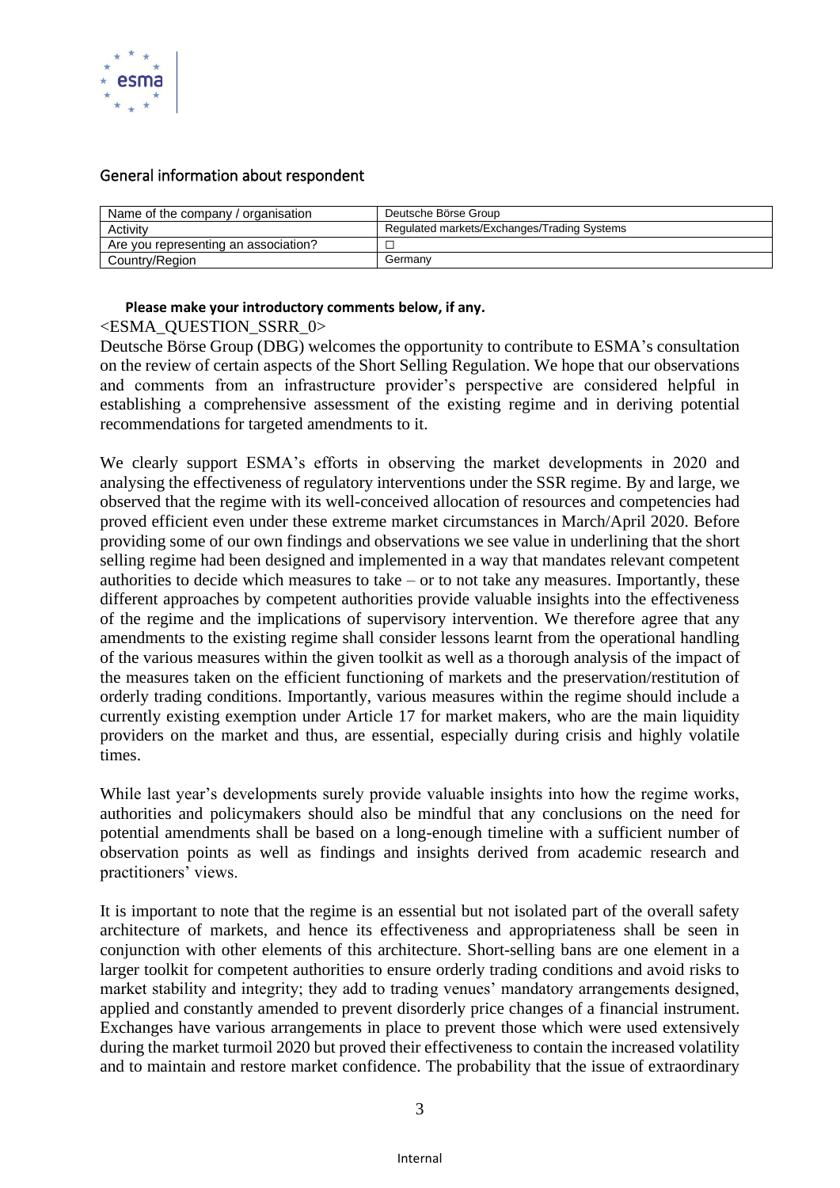## General information about respondent

| Name of the company / organisation | Deutsche Börse Group |
|---|---|
| Activity | Regulated markets/Exchanges/Trading Systems |
| Are you representing an association? | ☐ |
| Country/Region | Germany |

**Please make your introductory comments below, if any.**

<ESMA_QUESTION_SSRR_0>

Deutsche Börse Group (DBG) welcomes the opportunity to contribute to ESMA's consultation on the review of certain aspects of the Short Selling Regulation. We hope that our observations and comments from an infrastructure provider's perspective are considered helpful in establishing a comprehensive assessment of the existing regime and in deriving potential recommendations for targeted amendments to it.

We clearly support ESMA's efforts in observing the market developments in 2020 and analysing the effectiveness of regulatory interventions under the SSR regime. By and large, we observed that the regime with its well-conceived allocation of resources and competencies had proved efficient even under these extreme market circumstances in March/April 2020. Before providing some of our own findings and observations we see value in underlining that the short selling regime had been designed and implemented in a way that mandates relevant competent authorities to decide which measures to take – or to not take any measures. Importantly, these different approaches by competent authorities provide valuable insights into the effectiveness of the regime and the implications of supervisory intervention. We therefore agree that any amendments to the existing regime shall consider lessons learnt from the operational handling of the various measures within the given toolkit as well as a thorough analysis of the impact of the measures taken on the efficient functioning of markets and the preservation/restitution of orderly trading conditions. Importantly, various measures within the regime should include a currently existing exemption under Article 17 for market makers, who are the main liquidity providers on the market and thus, are essential, especially during crisis and highly volatile times.

While last year's developments surely provide valuable insights into how the regime works, authorities and policymakers should also be mindful that any conclusions on the need for potential amendments shall be based on a long-enough timeline with a sufficient number of observation points as well as findings and insights derived from academic research and practitioners' views.

It is important to note that the regime is an essential but not isolated part of the overall safety architecture of markets, and hence its effectiveness and appropriateness shall be seen in conjunction with other elements of this architecture. Short-selling bans are one element in a larger toolkit for competent authorities to ensure orderly trading conditions and avoid risks to market stability and integrity; they add to trading venues' mandatory arrangements designed, applied and constantly amended to prevent disorderly price changes of a financial instrument. Exchanges have various arrangements in place to prevent those which were used extensively during the market turmoil 2020 but proved their effectiveness to contain the increased volatility and to maintain and restore market confidence. The probability that the issue of extraordinary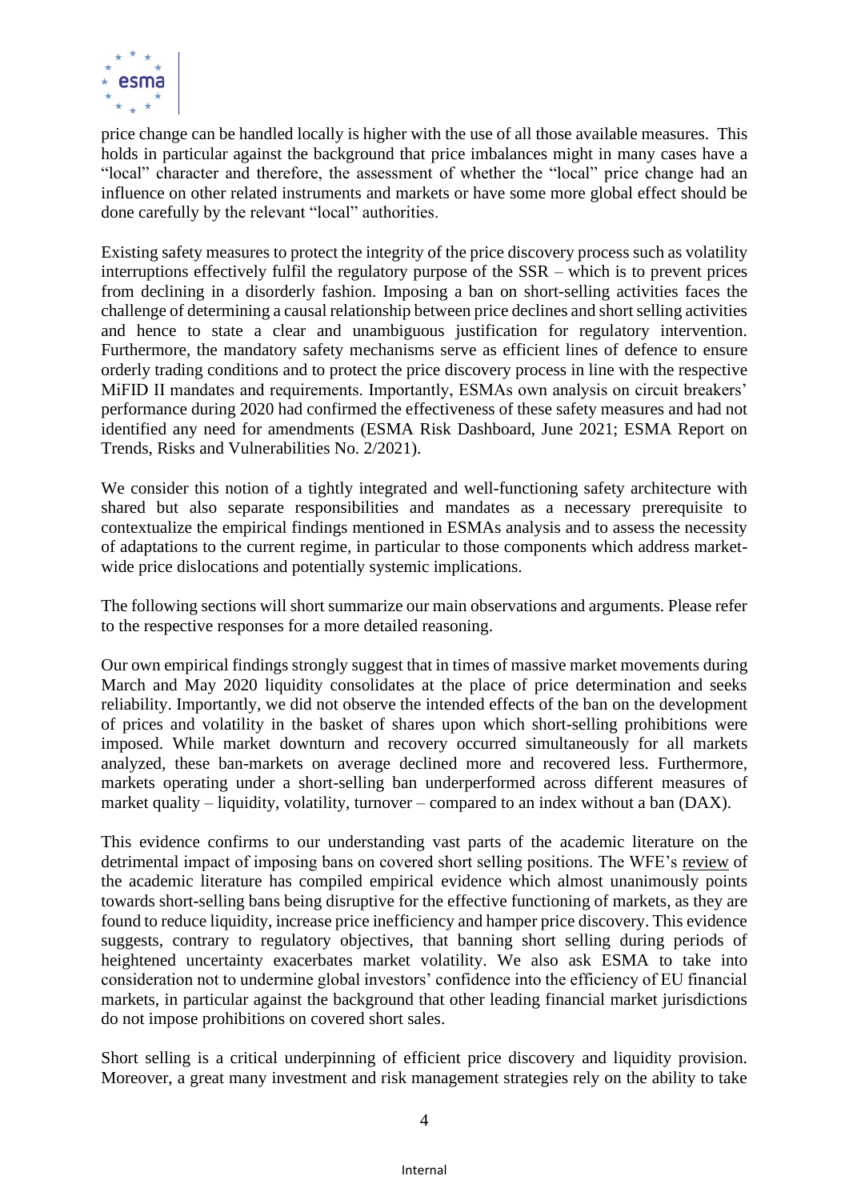price change can be handled locally is higher with the use of all those available measures. This holds in particular against the background that price imbalances might in many cases have a "local" character and therefore, the assessment of whether the "local" price change had an influence on other related instruments and markets or have some more global effect should be done carefully by the relevant "local" authorities.

Existing safety measures to protect the integrity of the price discovery process such as volatility interruptions effectively fulfil the regulatory purpose of the SSR – which is to prevent prices from declining in a disorderly fashion. Imposing a ban on short-selling activities faces the challenge of determining a causal relationship between price declines and short selling activities and hence to state a clear and unambiguous justification for regulatory intervention. Furthermore, the mandatory safety mechanisms serve as efficient lines of defence to ensure orderly trading conditions and to protect the price discovery process in line with the respective MiFID II mandates and requirements. Importantly, ESMAs own analysis on circuit breakers' performance during 2020 had confirmed the effectiveness of these safety measures and had not identified any need for amendments (ESMA Risk Dashboard, June 2021; ESMA Report on Trends, Risks and Vulnerabilities No. 2/2021).

We consider this notion of a tightly integrated and well-functioning safety architecture with shared but also separate responsibilities and mandates as a necessary prerequisite to contextualize the empirical findings mentioned in ESMAs analysis and to assess the necessity of adaptations to the current regime, in particular to those components which address market-wide price dislocations and potentially systemic implications.

The following sections will short summarize our main observations and arguments. Please refer to the respective responses for a more detailed reasoning.

Our own empirical findings strongly suggest that in times of massive market movements during March and May 2020 liquidity consolidates at the place of price determination and seeks reliability. Importantly, we did not observe the intended effects of the ban on the development of prices and volatility in the basket of shares upon which short-selling prohibitions were imposed. While market downturn and recovery occurred simultaneously for all markets analyzed, these ban-markets on average declined more and recovered less. Furthermore, markets operating under a short-selling ban underperformed across different measures of market quality – liquidity, volatility, turnover – compared to an index without a ban (DAX).

This evidence confirms to our understanding vast parts of the academic literature on the detrimental impact of imposing bans on covered short selling positions. The WFE's review of the academic literature has compiled empirical evidence which almost unanimously points towards short-selling bans being disruptive for the effective functioning of markets, as they are found to reduce liquidity, increase price inefficiency and hamper price discovery. This evidence suggests, contrary to regulatory objectives, that banning short selling during periods of heightened uncertainty exacerbates market volatility. We also ask ESMA to take into consideration not to undermine global investors' confidence into the efficiency of EU financial markets, in particular against the background that other leading financial market jurisdictions do not impose prohibitions on covered short sales.

Short selling is a critical underpinning of efficient price discovery and liquidity provision. Moreover, a great many investment and risk management strategies rely on the ability to take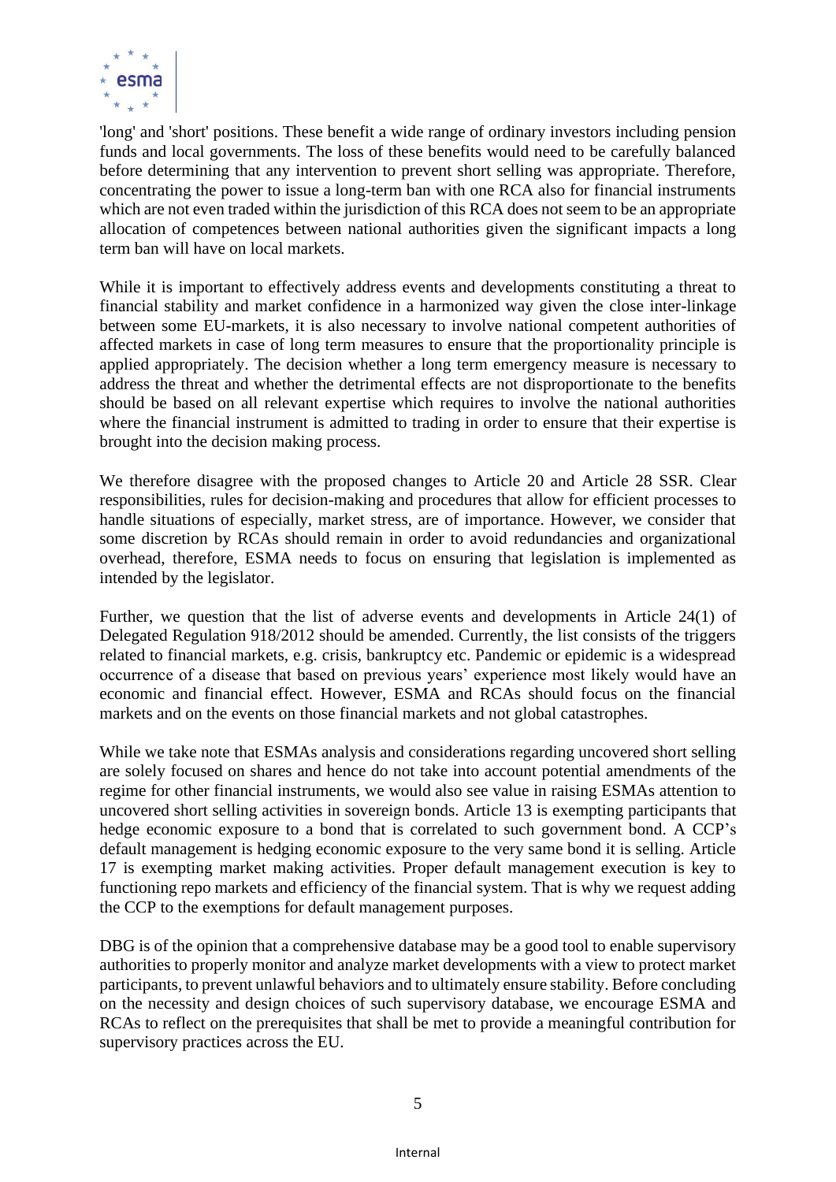'long' and 'short' positions. These benefit a wide range of ordinary investors including pension funds and local governments. The loss of these benefits would need to be carefully balanced before determining that any intervention to prevent short selling was appropriate. Therefore, concentrating the power to issue a long-term ban with one RCA also for financial instruments which are not even traded within the jurisdiction of this RCA does not seem to be an appropriate allocation of competences between national authorities given the significant impacts a long term ban will have on local markets.

While it is important to effectively address events and developments constituting a threat to financial stability and market confidence in a harmonized way given the close inter-linkage between some EU-markets, it is also necessary to involve national competent authorities of affected markets in case of long term measures to ensure that the proportionality principle is applied appropriately. The decision whether a long term emergency measure is necessary to address the threat and whether the detrimental effects are not disproportionate to the benefits should be based on all relevant expertise which requires to involve the national authorities where the financial instrument is admitted to trading in order to ensure that their expertise is brought into the decision making process.

We therefore disagree with the proposed changes to Article 20 and Article 28 SSR. Clear responsibilities, rules for decision-making and procedures that allow for efficient processes to handle situations of especially, market stress, are of importance. However, we consider that some discretion by RCAs should remain in order to avoid redundancies and organizational overhead, therefore, ESMA needs to focus on ensuring that legislation is implemented as intended by the legislator.

Further, we question that the list of adverse events and developments in Article 24(1) of Delegated Regulation 918/2012 should be amended. Currently, the list consists of the triggers related to financial markets, e.g. crisis, bankruptcy etc. Pandemic or epidemic is a widespread occurrence of a disease that based on previous years' experience most likely would have an economic and financial effect. However, ESMA and RCAs should focus on the financial markets and on the events on those financial markets and not global catastrophes.

While we take note that ESMAs analysis and considerations regarding uncovered short selling are solely focused on shares and hence do not take into account potential amendments of the regime for other financial instruments, we would also see value in raising ESMAs attention to uncovered short selling activities in sovereign bonds. Article 13 is exempting participants that hedge economic exposure to a bond that is correlated to such government bond. A CCP's default management is hedging economic exposure to the very same bond it is selling. Article 17 is exempting market making activities. Proper default management execution is key to functioning repo markets and efficiency of the financial system. That is why we request adding the CCP to the exemptions for default management purposes.

DBG is of the opinion that a comprehensive database may be a good tool to enable supervisory authorities to properly monitor and analyze market developments with a view to protect market participants, to prevent unlawful behaviors and to ultimately ensure stability. Before concluding on the necessity and design choices of such supervisory database, we encourage ESMA and RCAs to reflect on the prerequisites that shall be met to provide a meaningful contribution for supervisory practices across the EU.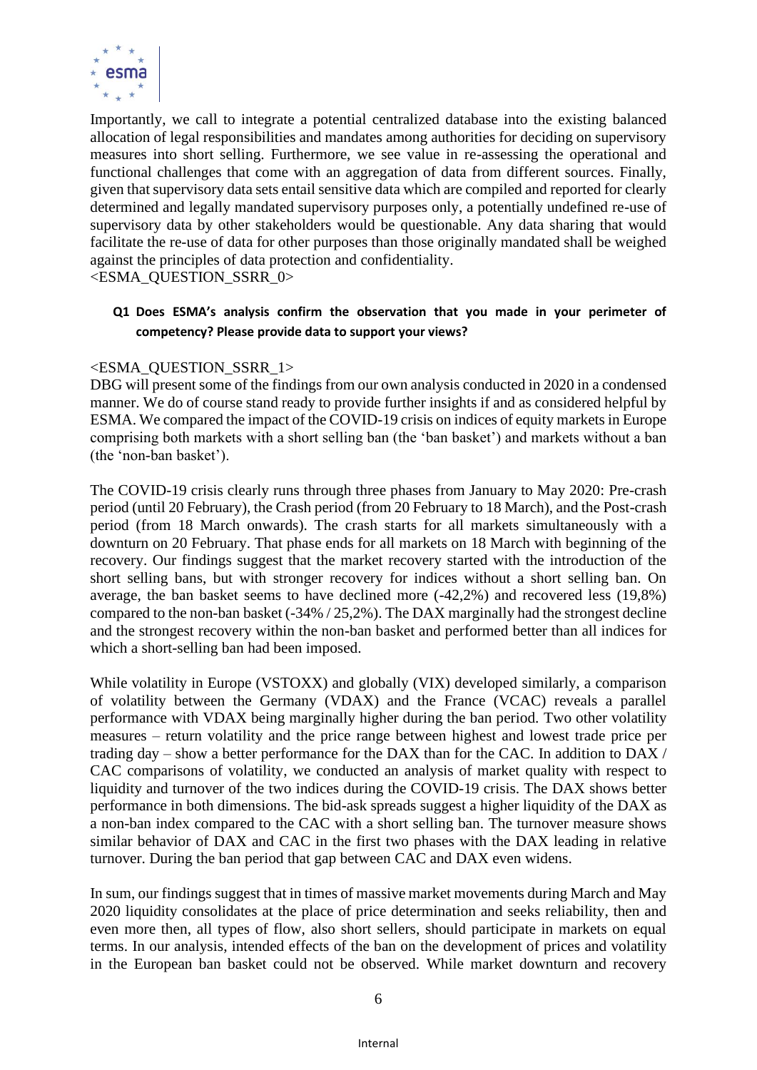Importantly, we call to integrate a potential centralized database into the existing balanced allocation of legal responsibilities and mandates among authorities for deciding on supervisory measures into short selling. Furthermore, we see value in re-assessing the operational and functional challenges that come with an aggregation of data from different sources. Finally, given that supervisory data sets entail sensitive data which are compiled and reported for clearly determined and legally mandated supervisory purposes only, a potentially undefined re-use of supervisory data by other stakeholders would be questionable. Any data sharing that would facilitate the re-use of data for other purposes than those originally mandated shall be weighed against the principles of data protection and confidentiality.
<ESMA_QUESTION_SSRR_0>

**Q1 Does ESMA's analysis confirm the observation that you made in your perimeter of competency? Please provide data to support your views?**

<ESMA_QUESTION_SSRR_1>
DBG will present some of the findings from our own analysis conducted in 2020 in a condensed manner. We do of course stand ready to provide further insights if and as considered helpful by ESMA. We compared the impact of the COVID-19 crisis on indices of equity markets in Europe comprising both markets with a short selling ban (the 'ban basket') and markets without a ban (the 'non-ban basket').

The COVID-19 crisis clearly runs through three phases from January to May 2020: Pre-crash period (until 20 February), the Crash period (from 20 February to 18 March), and the Post-crash period (from 18 March onwards). The crash starts for all markets simultaneously with a downturn on 20 February. That phase ends for all markets on 18 March with beginning of the recovery. Our findings suggest that the market recovery started with the introduction of the short selling bans, but with stronger recovery for indices without a short selling ban. On average, the ban basket seems to have declined more (-42,2%) and recovered less (19,8%) compared to the non-ban basket (-34% / 25,2%). The DAX marginally had the strongest decline and the strongest recovery within the non-ban basket and performed better than all indices for which a short-selling ban had been imposed.

While volatility in Europe (VSTOXX) and globally (VIX) developed similarly, a comparison of volatility between the Germany (VDAX) and the France (VCAC) reveals a parallel performance with VDAX being marginally higher during the ban period. Two other volatility measures – return volatility and the price range between highest and lowest trade price per trading day – show a better performance for the DAX than for the CAC. In addition to DAX / CAC comparisons of volatility, we conducted an analysis of market quality with respect to liquidity and turnover of the two indices during the COVID-19 crisis. The DAX shows better performance in both dimensions. The bid-ask spreads suggest a higher liquidity of the DAX as a non-ban index compared to the CAC with a short selling ban. The turnover measure shows similar behavior of DAX and CAC in the first two phases with the DAX leading in relative turnover. During the ban period that gap between CAC and DAX even widens.

In sum, our findings suggest that in times of massive market movements during March and May 2020 liquidity consolidates at the place of price determination and seeks reliability, then and even more then, all types of flow, also short sellers, should participate in markets on equal terms. In our analysis, intended effects of the ban on the development of prices and volatility in the European ban basket could not be observed. While market downturn and recovery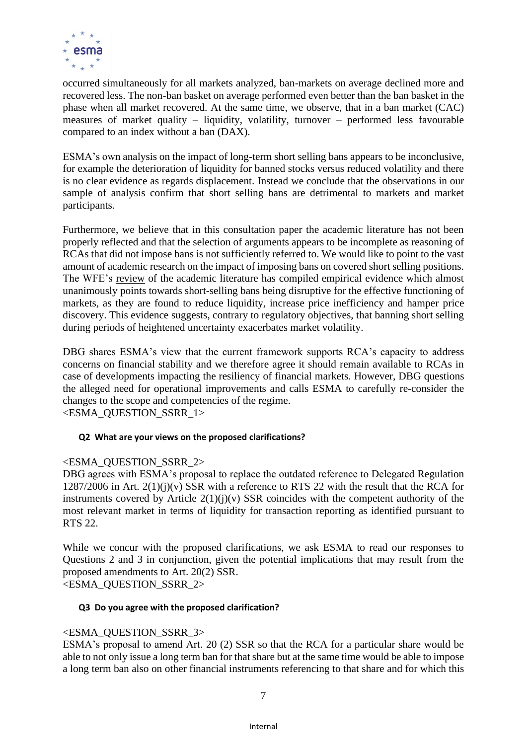occurred simultaneously for all markets analyzed, ban-markets on average declined more and recovered less. The non-ban basket on average performed even better than the ban basket in the phase when all market recovered. At the same time, we observe, that in a ban market (CAC) measures of market quality – liquidity, volatility, turnover – performed less favourable compared to an index without a ban (DAX).

ESMA's own analysis on the impact of long-term short selling bans appears to be inconclusive, for example the deterioration of liquidity for banned stocks versus reduced volatility and there is no clear evidence as regards displacement. Instead we conclude that the observations in our sample of analysis confirm that short selling bans are detrimental to markets and market participants.

Furthermore, we believe that in this consultation paper the academic literature has not been properly reflected and that the selection of arguments appears to be incomplete as reasoning of RCAs that did not impose bans is not sufficiently referred to. We would like to point to the vast amount of academic research on the impact of imposing bans on covered short selling positions. The WFE's review of the academic literature has compiled empirical evidence which almost unanimously points towards short-selling bans being disruptive for the effective functioning of markets, as they are found to reduce liquidity, increase price inefficiency and hamper price discovery. This evidence suggests, contrary to regulatory objectives, that banning short selling during periods of heightened uncertainty exacerbates market volatility.

DBG shares ESMA's view that the current framework supports RCA's capacity to address concerns on financial stability and we therefore agree it should remain available to RCAs in case of developments impacting the resiliency of financial markets. However, DBG questions the alleged need for operational improvements and calls ESMA to carefully re-consider the changes to the scope and competencies of the regime.
<ESMA_QUESTION_SSRR_1>

**Q2 What are your views on the proposed clarifications?**

<ESMA_QUESTION_SSRR_2>
DBG agrees with ESMA's proposal to replace the outdated reference to Delegated Regulation 1287/2006 in Art. 2(1)(j)(v) SSR with a reference to RTS 22 with the result that the RCA for instruments covered by Article 2(1)(j)(v) SSR coincides with the competent authority of the most relevant market in terms of liquidity for transaction reporting as identified pursuant to RTS 22.

While we concur with the proposed clarifications, we ask ESMA to read our responses to Questions 2 and 3 in conjunction, given the potential implications that may result from the proposed amendments to Art. 20(2) SSR.
<ESMA_QUESTION_SSRR_2>

**Q3 Do you agree with the proposed clarification?**

<ESMA_QUESTION_SSRR_3>
ESMA's proposal to amend Art. 20 (2) SSR so that the RCA for a particular share would be able to not only issue a long term ban for that share but at the same time would be able to impose a long term ban also on other financial instruments referencing to that share and for which this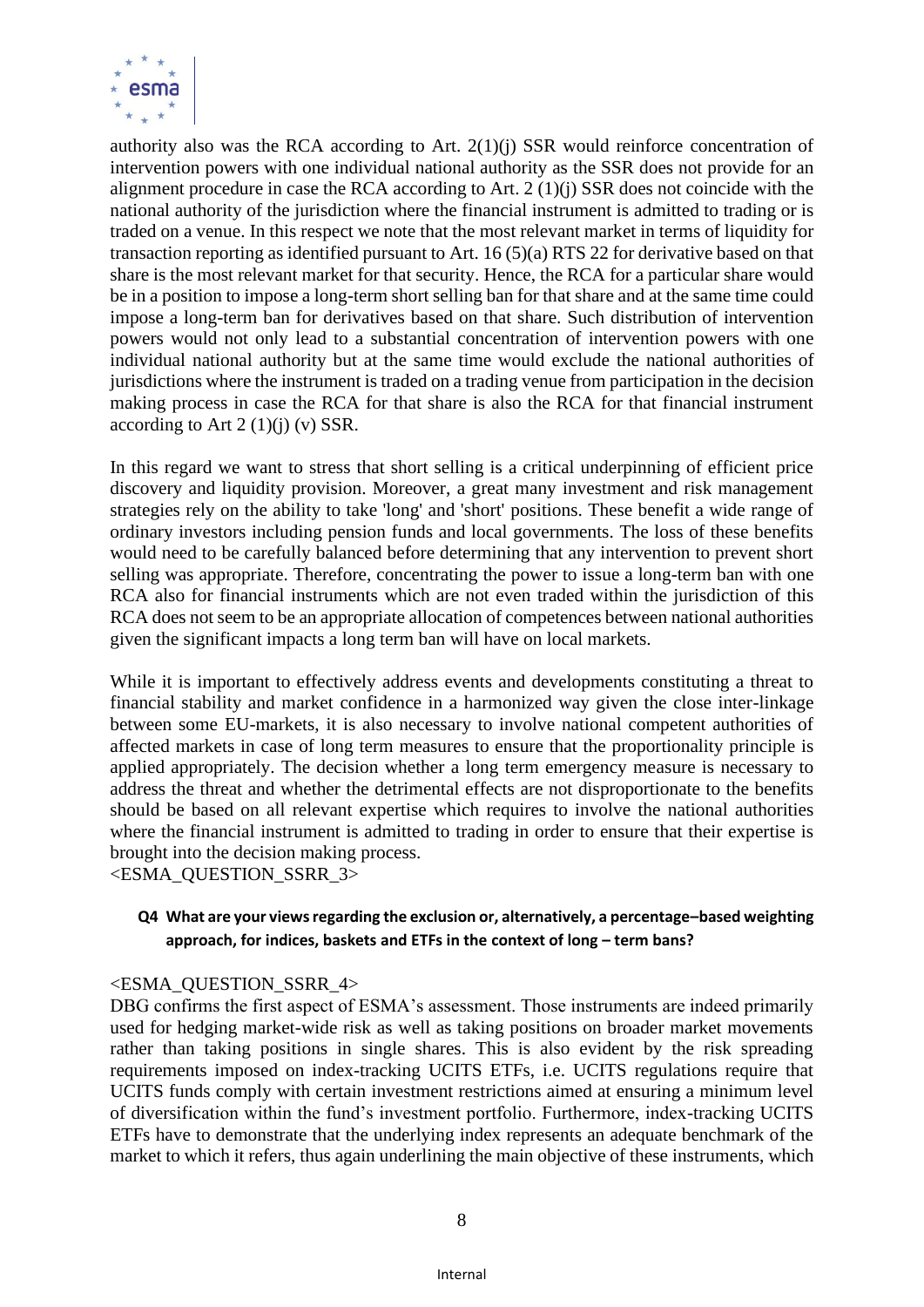authority also was the RCA according to Art. 2(1)(j) SSR would reinforce concentration of intervention powers with one individual national authority as the SSR does not provide for an alignment procedure in case the RCA according to Art. 2 (1)(j) SSR does not coincide with the national authority of the jurisdiction where the financial instrument is admitted to trading or is traded on a venue. In this respect we note that the most relevant market in terms of liquidity for transaction reporting as identified pursuant to Art. 16 (5)(a) RTS 22 for derivative based on that share is the most relevant market for that security. Hence, the RCA for a particular share would be in a position to impose a long-term short selling ban for that share and at the same time could impose a long-term ban for derivatives based on that share. Such distribution of intervention powers would not only lead to a substantial concentration of intervention powers with one individual national authority but at the same time would exclude the national authorities of jurisdictions where the instrument is traded on a trading venue from participation in the decision making process in case the RCA for that share is also the RCA for that financial instrument according to Art 2 (1)(j) (v) SSR.

In this regard we want to stress that short selling is a critical underpinning of efficient price discovery and liquidity provision. Moreover, a great many investment and risk management strategies rely on the ability to take 'long' and 'short' positions. These benefit a wide range of ordinary investors including pension funds and local governments. The loss of these benefits would need to be carefully balanced before determining that any intervention to prevent short selling was appropriate. Therefore, concentrating the power to issue a long-term ban with one RCA also for financial instruments which are not even traded within the jurisdiction of this RCA does not seem to be an appropriate allocation of competences between national authorities given the significant impacts a long term ban will have on local markets.

While it is important to effectively address events and developments constituting a threat to financial stability and market confidence in a harmonized way given the close inter-linkage between some EU-markets, it is also necessary to involve national competent authorities of affected markets in case of long term measures to ensure that the proportionality principle is applied appropriately. The decision whether a long term emergency measure is necessary to address the threat and whether the detrimental effects are not disproportionate to the benefits should be based on all relevant expertise which requires to involve the national authorities where the financial instrument is admitted to trading in order to ensure that their expertise is brought into the decision making process.
<ESMA_QUESTION_SSRR_3>

**Q4 What are your views regarding the exclusion or, alternatively, a percentage–based weighting approach, for indices, baskets and ETFs in the context of long – term bans?**

<ESMA_QUESTION_SSRR_4>
DBG confirms the first aspect of ESMA's assessment. Those instruments are indeed primarily used for hedging market-wide risk as well as taking positions on broader market movements rather than taking positions in single shares. This is also evident by the risk spreading requirements imposed on index-tracking UCITS ETFs, i.e. UCITS regulations require that UCITS funds comply with certain investment restrictions aimed at ensuring a minimum level of diversification within the fund's investment portfolio. Furthermore, index-tracking UCITS ETFs have to demonstrate that the underlying index represents an adequate benchmark of the market to which it refers, thus again underlining the main objective of these instruments, which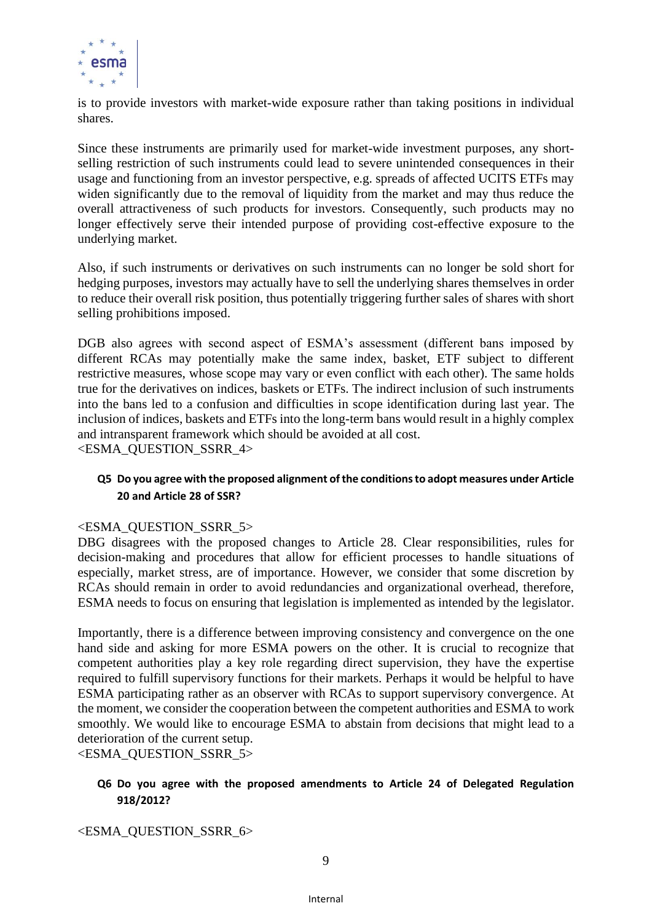is to provide investors with market-wide exposure rather than taking positions in individual shares.

Since these instruments are primarily used for market-wide investment purposes, any short-selling restriction of such instruments could lead to severe unintended consequences in their usage and functioning from an investor perspective, e.g. spreads of affected UCITS ETFs may widen significantly due to the removal of liquidity from the market and may thus reduce the overall attractiveness of such products for investors. Consequently, such products may no longer effectively serve their intended purpose of providing cost-effective exposure to the underlying market.

Also, if such instruments or derivatives on such instruments can no longer be sold short for hedging purposes, investors may actually have to sell the underlying shares themselves in order to reduce their overall risk position, thus potentially triggering further sales of shares with short selling prohibitions imposed.

DGB also agrees with second aspect of ESMA's assessment (different bans imposed by different RCAs may potentially make the same index, basket, ETF subject to different restrictive measures, whose scope may vary or even conflict with each other). The same holds true for the derivatives on indices, baskets or ETFs. The indirect inclusion of such instruments into the bans led to a confusion and difficulties in scope identification during last year. The inclusion of indices, baskets and ETFs into the long-term bans would result in a highly complex and intransparent framework which should be avoided at all cost.
<ESMA_QUESTION_SSRR_4>

**Q5 Do you agree with the proposed alignment of the conditions to adopt measures under Article 20 and Article 28 of SSR?**

<ESMA_QUESTION_SSRR_5>
DBG disagrees with the proposed changes to Article 28. Clear responsibilities, rules for decision-making and procedures that allow for efficient processes to handle situations of especially, market stress, are of importance. However, we consider that some discretion by RCAs should remain in order to avoid redundancies and organizational overhead, therefore, ESMA needs to focus on ensuring that legislation is implemented as intended by the legislator.

Importantly, there is a difference between improving consistency and convergence on the one hand side and asking for more ESMA powers on the other. It is crucial to recognize that competent authorities play a key role regarding direct supervision, they have the expertise required to fulfill supervisory functions for their markets. Perhaps it would be helpful to have ESMA participating rather as an observer with RCAs to support supervisory convergence. At the moment, we consider the cooperation between the competent authorities and ESMA to work smoothly. We would like to encourage ESMA to abstain from decisions that might lead to a deterioration of the current setup.
<ESMA_QUESTION_SSRR_5>

**Q6 Do you agree with the proposed amendments to Article 24 of Delegated Regulation 918/2012?**

<ESMA_QUESTION_SSRR_6>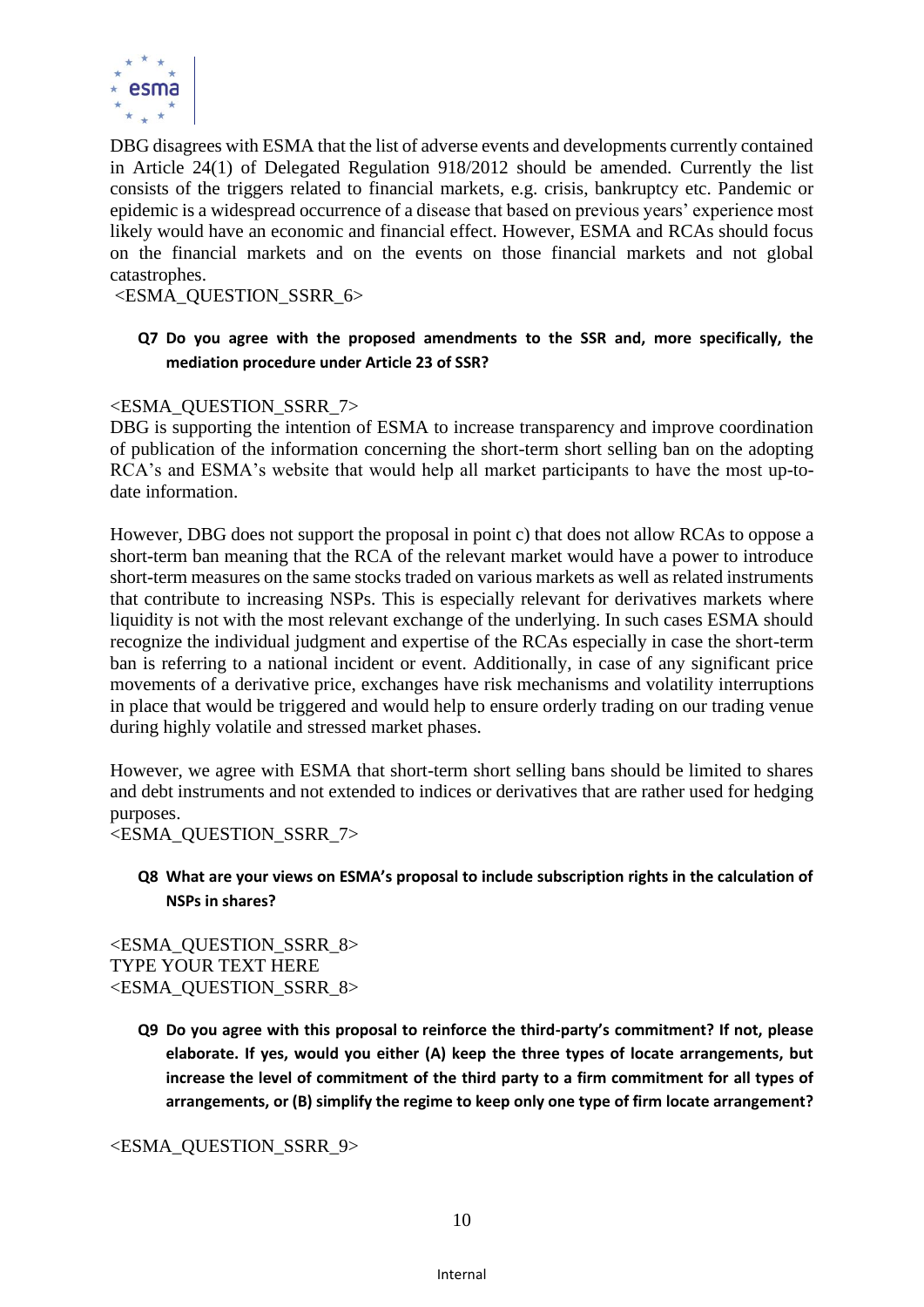DBG disagrees with ESMA that the list of adverse events and developments currently contained in Article 24(1) of Delegated Regulation 918/2012 should be amended. Currently the list consists of the triggers related to financial markets, e.g. crisis, bankruptcy etc. Pandemic or epidemic is a widespread occurrence of a disease that based on previous years' experience most likely would have an economic and financial effect. However, ESMA and RCAs should focus on the financial markets and on the events on those financial markets and not global catastrophes.
<ESMA_QUESTION_SSRR_6>

**Q7 Do you agree with the proposed amendments to the SSR and, more specifically, the mediation procedure under Article 23 of SSR?**

<ESMA_QUESTION_SSRR_7>
DBG is supporting the intention of ESMA to increase transparency and improve coordination of publication of the information concerning the short-term short selling ban on the adopting RCA's and ESMA's website that would help all market participants to have the most up-to-date information.

However, DBG does not support the proposal in point c) that does not allow RCAs to oppose a short-term ban meaning that the RCA of the relevant market would have a power to introduce short-term measures on the same stocks traded on various markets as well as related instruments that contribute to increasing NSPs. This is especially relevant for derivatives markets where liquidity is not with the most relevant exchange of the underlying. In such cases ESMA should recognize the individual judgment and expertise of the RCAs especially in case the short-term ban is referring to a national incident or event. Additionally, in case of any significant price movements of a derivative price, exchanges have risk mechanisms and volatility interruptions in place that would be triggered and would help to ensure orderly trading on our trading venue during highly volatile and stressed market phases.

However, we agree with ESMA that short-term short selling bans should be limited to shares and debt instruments and not extended to indices or derivatives that are rather used for hedging purposes.
<ESMA_QUESTION_SSRR_7>

**Q8 What are your views on ESMA's proposal to include subscription rights in the calculation of NSPs in shares?**

<ESMA_QUESTION_SSRR_8>
TYPE YOUR TEXT HERE
<ESMA_QUESTION_SSRR_8>

**Q9 Do you agree with this proposal to reinforce the third-party's commitment? If not, please elaborate. If yes, would you either (A) keep the three types of locate arrangements, but increase the level of commitment of the third party to a firm commitment for all types of arrangements, or (B) simplify the regime to keep only one type of firm locate arrangement?**

<ESMA_QUESTION_SSRR_9>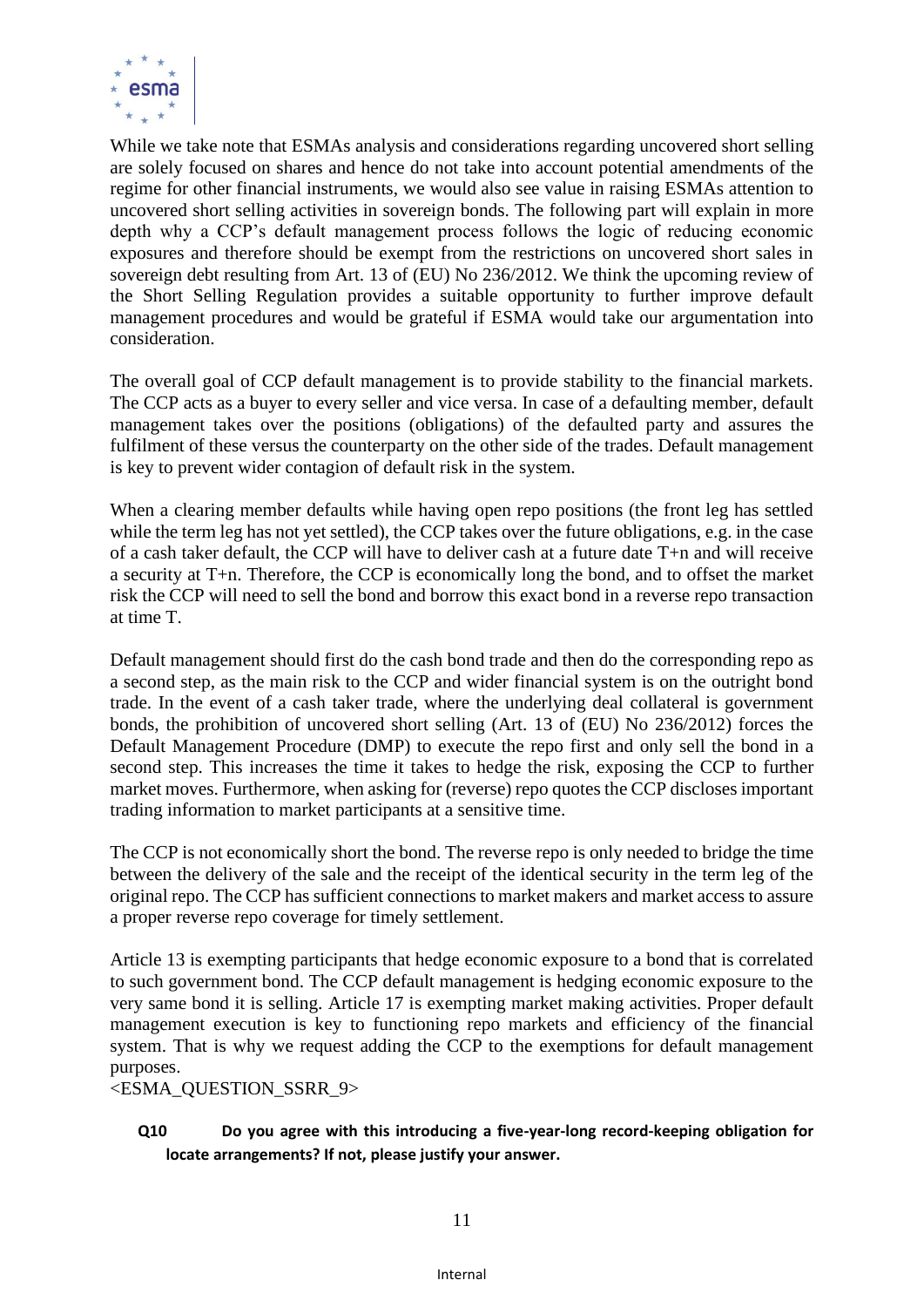While we take note that ESMAs analysis and considerations regarding uncovered short selling are solely focused on shares and hence do not take into account potential amendments of the regime for other financial instruments, we would also see value in raising ESMAs attention to uncovered short selling activities in sovereign bonds. The following part will explain in more depth why a CCP's default management process follows the logic of reducing economic exposures and therefore should be exempt from the restrictions on uncovered short sales in sovereign debt resulting from Art. 13 of (EU) No 236/2012. We think the upcoming review of the Short Selling Regulation provides a suitable opportunity to further improve default management procedures and would be grateful if ESMA would take our argumentation into consideration.

The overall goal of CCP default management is to provide stability to the financial markets. The CCP acts as a buyer to every seller and vice versa. In case of a defaulting member, default management takes over the positions (obligations) of the defaulted party and assures the fulfilment of these versus the counterparty on the other side of the trades. Default management is key to prevent wider contagion of default risk in the system.

When a clearing member defaults while having open repo positions (the front leg has settled while the term leg has not yet settled), the CCP takes over the future obligations, e.g. in the case of a cash taker default, the CCP will have to deliver cash at a future date T+n and will receive a security at T+n. Therefore, the CCP is economically long the bond, and to offset the market risk the CCP will need to sell the bond and borrow this exact bond in a reverse repo transaction at time T.

Default management should first do the cash bond trade and then do the corresponding repo as a second step, as the main risk to the CCP and wider financial system is on the outright bond trade. In the event of a cash taker trade, where the underlying deal collateral is government bonds, the prohibition of uncovered short selling (Art. 13 of (EU) No 236/2012) forces the Default Management Procedure (DMP) to execute the repo first and only sell the bond in a second step. This increases the time it takes to hedge the risk, exposing the CCP to further market moves. Furthermore, when asking for (reverse) repo quotes the CCP discloses important trading information to market participants at a sensitive time.

The CCP is not economically short the bond. The reverse repo is only needed to bridge the time between the delivery of the sale and the receipt of the identical security in the term leg of the original repo. The CCP has sufficient connections to market makers and market access to assure a proper reverse repo coverage for timely settlement.

Article 13 is exempting participants that hedge economic exposure to a bond that is correlated to such government bond. The CCP default management is hedging economic exposure to the very same bond it is selling. Article 17 is exempting market making activities. Proper default management execution is key to functioning repo markets and efficiency of the financial system. That is why we request adding the CCP to the exemptions for default management purposes.
<ESMA_QUESTION_SSRR_9>

**Q10 Do you agree with this introducing a five-year-long record-keeping obligation for locate arrangements? If not, please justify your answer.**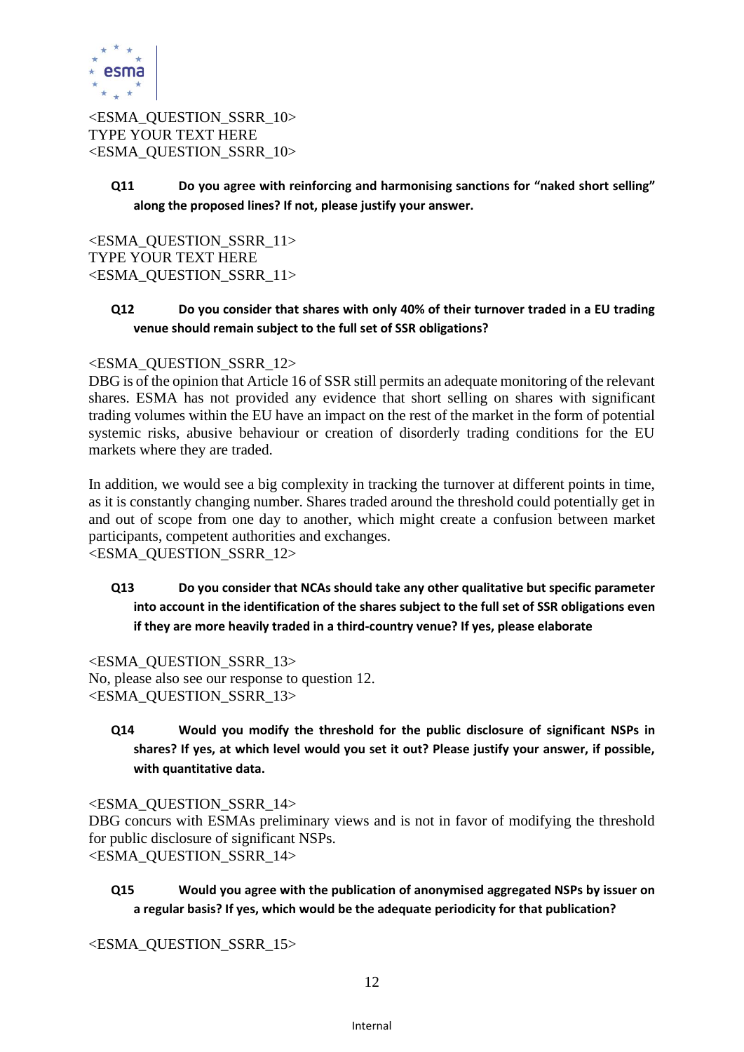<ESMA_QUESTION_SSRR_10>
TYPE YOUR TEXT HERE
<ESMA_QUESTION_SSRR_10>

**Q11 Do you agree with reinforcing and harmonising sanctions for "naked short selling" along the proposed lines? If not, please justify your answer.**

<ESMA_QUESTION_SSRR_11>
TYPE YOUR TEXT HERE
<ESMA_QUESTION_SSRR_11>

**Q12 Do you consider that shares with only 40% of their turnover traded in a EU trading venue should remain subject to the full set of SSR obligations?**

<ESMA_QUESTION_SSRR_12>
DBG is of the opinion that Article 16 of SSR still permits an adequate monitoring of the relevant shares. ESMA has not provided any evidence that short selling on shares with significant trading volumes within the EU have an impact on the rest of the market in the form of potential systemic risks, abusive behaviour or creation of disorderly trading conditions for the EU markets where they are traded.

In addition, we would see a big complexity in tracking the turnover at different points in time, as it is constantly changing number. Shares traded around the threshold could potentially get in and out of scope from one day to another, which might create a confusion between market participants, competent authorities and exchanges.
<ESMA_QUESTION_SSRR_12>

**Q13 Do you consider that NCAs should take any other qualitative but specific parameter into account in the identification of the shares subject to the full set of SSR obligations even if they are more heavily traded in a third-country venue? If yes, please elaborate**

<ESMA_QUESTION_SSRR_13>
No, please also see our response to question 12.
<ESMA_QUESTION_SSRR_13>

**Q14 Would you modify the threshold for the public disclosure of significant NSPs in shares? If yes, at which level would you set it out? Please justify your answer, if possible, with quantitative data.**

<ESMA_QUESTION_SSRR_14>
DBG concurs with ESMAs preliminary views and is not in favor of modifying the threshold for public disclosure of significant NSPs.
<ESMA_QUESTION_SSRR_14>

**Q15 Would you agree with the publication of anonymised aggregated NSPs by issuer on a regular basis? If yes, which would be the adequate periodicity for that publication?**

<ESMA_QUESTION_SSRR_15>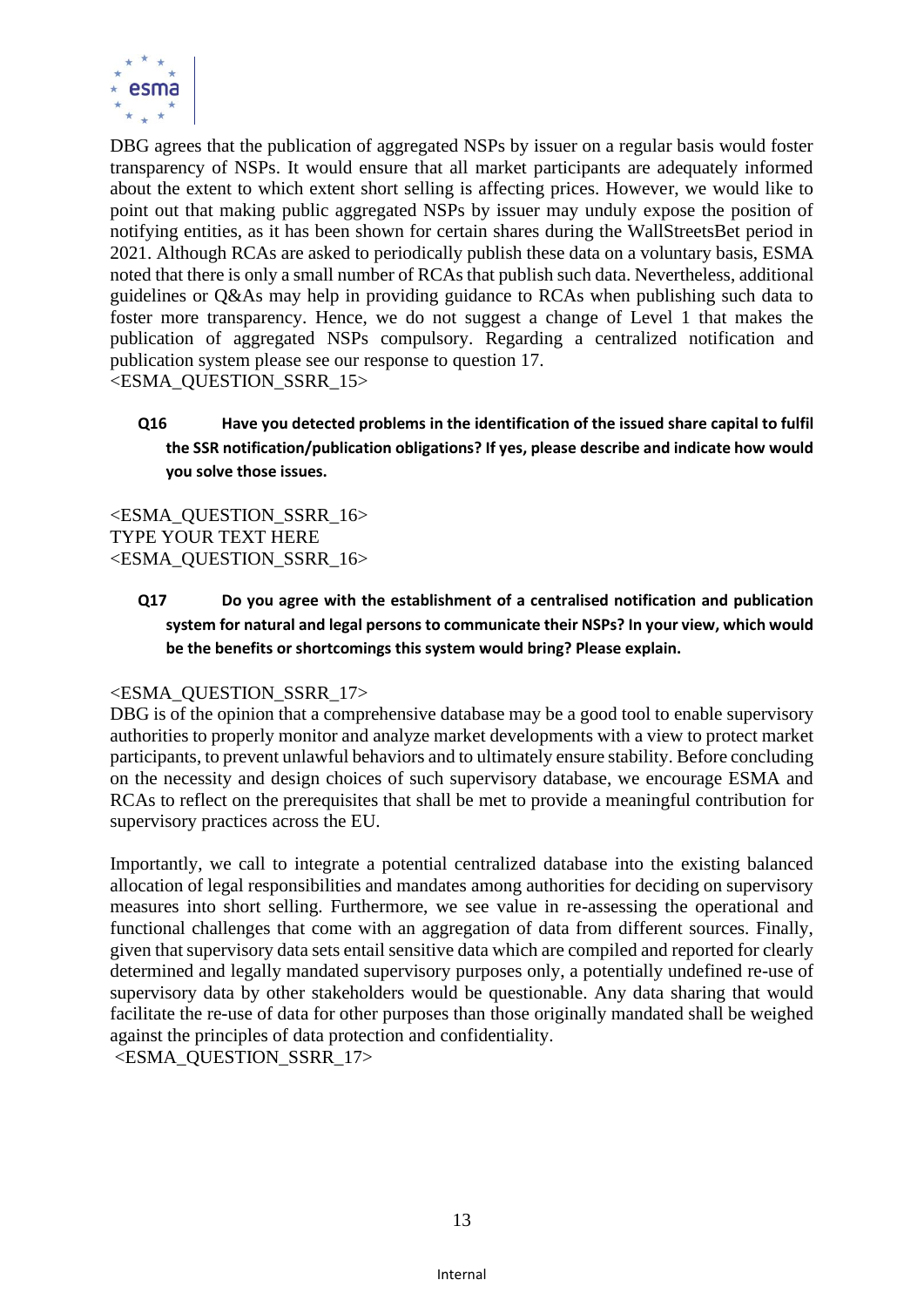DBG agrees that the publication of aggregated NSPs by issuer on a regular basis would foster transparency of NSPs. It would ensure that all market participants are adequately informed about the extent to which extent short selling is affecting prices. However, we would like to point out that making public aggregated NSPs by issuer may unduly expose the position of notifying entities, as it has been shown for certain shares during the WallStreetsBet period in 2021. Although RCAs are asked to periodically publish these data on a voluntary basis, ESMA noted that there is only a small number of RCAs that publish such data. Nevertheless, additional guidelines or Q&As may help in providing guidance to RCAs when publishing such data to foster more transparency. Hence, we do not suggest a change of Level 1 that makes the publication of aggregated NSPs compulsory. Regarding a centralized notification and publication system please see our response to question 17.
<ESMA_QUESTION_SSRR_15>

**Q16 Have you detected problems in the identification of the issued share capital to fulfil the SSR notification/publication obligations? If yes, please describe and indicate how would you solve those issues.**

<ESMA_QUESTION_SSRR_16>
TYPE YOUR TEXT HERE
<ESMA_QUESTION_SSRR_16>

**Q17 Do you agree with the establishment of a centralised notification and publication system for natural and legal persons to communicate their NSPs? In your view, which would be the benefits or shortcomings this system would bring? Please explain.**

<ESMA_QUESTION_SSRR_17>
DBG is of the opinion that a comprehensive database may be a good tool to enable supervisory authorities to properly monitor and analyze market developments with a view to protect market participants, to prevent unlawful behaviors and to ultimately ensure stability. Before concluding on the necessity and design choices of such supervisory database, we encourage ESMA and RCAs to reflect on the prerequisites that shall be met to provide a meaningful contribution for supervisory practices across the EU.

Importantly, we call to integrate a potential centralized database into the existing balanced allocation of legal responsibilities and mandates among authorities for deciding on supervisory measures into short selling. Furthermore, we see value in re-assessing the operational and functional challenges that come with an aggregation of data from different sources. Finally, given that supervisory data sets entail sensitive data which are compiled and reported for clearly determined and legally mandated supervisory purposes only, a potentially undefined re-use of supervisory data by other stakeholders would be questionable. Any data sharing that would facilitate the re-use of data for other purposes than those originally mandated shall be weighed against the principles of data protection and confidentiality.
<ESMA_QUESTION_SSRR_17>